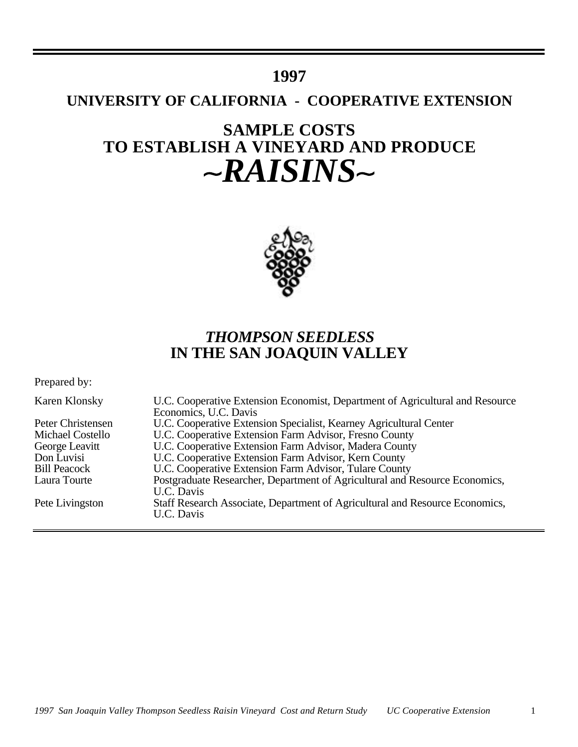# 1997

## UNIVERSITY OF CALIFORNIA - COOPERATIVE EXTENSION

# SAMPLE COSTS TO ESTABLISH A VINEYARD AND PRODUCE *~RAISINS~*

## *THOMPSON SEEDLESS* IN THE SAN JOAQUIN VALLEY

Prepared by:

| | |
|---|---|
| Karen Klonsky | U.C. Cooperative Extension Economist, Department of Agricultural and Resource Economics, U.C. Davis |
| Peter Christensen | U.C. Cooperative Extension Specialist, Kearney Agricultural Center |
| Michael Costello | U.C. Cooperative Extension Farm Advisor, Fresno County |
| George Leavitt | U.C. Cooperative Extension Farm Advisor, Madera County |
| Don Luvisi | U.C. Cooperative Extension Farm Advisor, Kern County |
| Bill Peacock | U.C. Cooperative Extension Farm Advisor, Tulare County |
| Laura Tourte | Postgraduate Researcher, Department of Agricultural and Resource Economics, U.C. Davis |
| Pete Livingston | Staff Research Associate, Department of Agricultural and Resource Economics, U.C. Davis |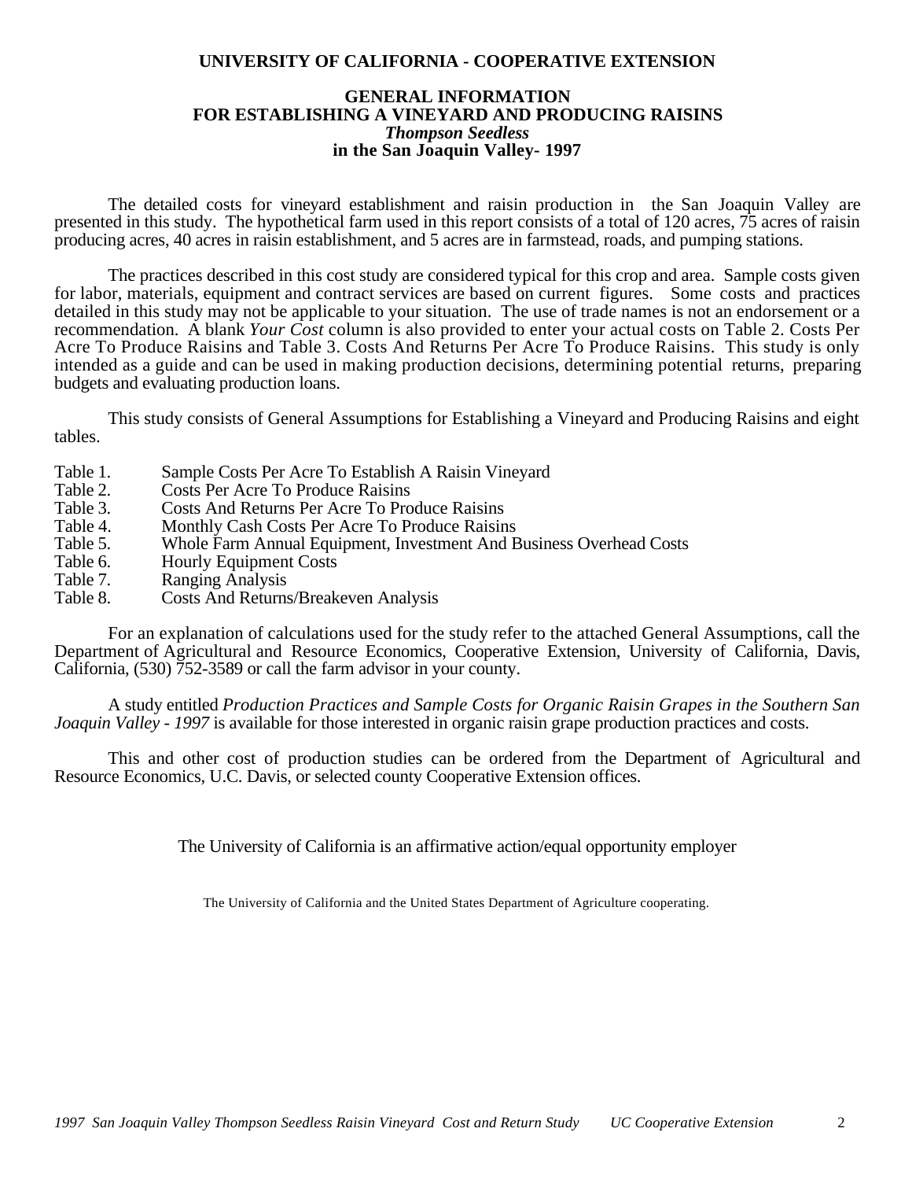**UNIVERSITY OF CALIFORNIA - COOPERATIVE EXTENSION**

# GENERAL INFORMATION FOR ESTABLISHING A VINEYARD AND PRODUCING RAISINS *Thompson Seedless* in the San Joaquin Valley- 1997

The detailed costs for vineyard establishment and raisin production in the San Joaquin Valley are presented in this study. The hypothetical farm used in this report consists of a total of 120 acres, 75 acres of raisin producing acres, 40 acres in raisin establishment, and 5 acres are in farmstead, roads, and pumping stations.

The practices described in this cost study are considered typical for this crop and area. Sample costs given for labor, materials, equipment and contract services are based on current figures. Some costs and practices detailed in this study may not be applicable to your situation. The use of trade names is not an endorsement or a recommendation. A blank *Your Cost* column is also provided to enter your actual costs on Table 2. Costs Per Acre To Produce Raisins and Table 3. Costs And Returns Per Acre To Produce Raisins. This study is only intended as a guide and can be used in making production decisions, determining potential returns, preparing budgets and evaluating production loans.

This study consists of General Assumptions for Establishing a Vineyard and Producing Raisins and eight tables.

- Table 1. Sample Costs Per Acre To Establish A Raisin Vineyard
- Table 2. Costs Per Acre To Produce Raisins
- Table 3. Costs And Returns Per Acre To Produce Raisins
- Table 4. Monthly Cash Costs Per Acre To Produce Raisins
- Table 5. Whole Farm Annual Equipment, Investment And Business Overhead Costs
- Table 6. Hourly Equipment Costs
- Table 7. Ranging Analysis
- Table 8. Costs And Returns/Breakeven Analysis

For an explanation of calculations used for the study refer to the attached General Assumptions, call the Department of Agricultural and Resource Economics, Cooperative Extension, University of California, Davis, California, (530) 752-3589 or call the farm advisor in your county.

A study entitled *Production Practices and Sample Costs for Organic Raisin Grapes in the Southern San Joaquin Valley - 1997* is available for those interested in organic raisin grape production practices and costs.

This and other cost of production studies can be ordered from the Department of Agricultural and Resource Economics, U.C. Davis, or selected county Cooperative Extension offices.

The University of California is an affirmative action/equal opportunity employer

The University of California and the United States Department of Agriculture cooperating.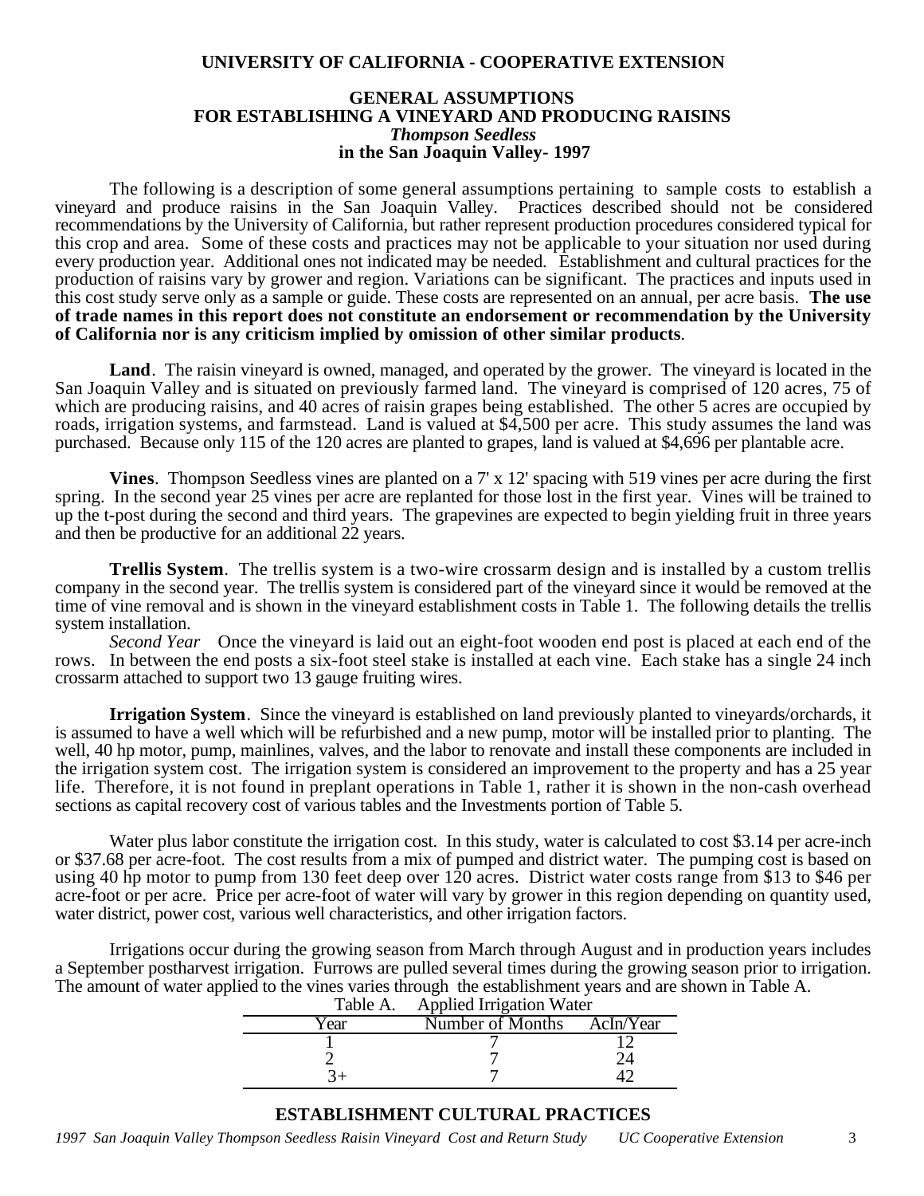**UNIVERSITY OF CALIFORNIA - COOPERATIVE EXTENSION**

# GENERAL ASSUMPTIONS FOR ESTABLISHING A VINEYARD AND PRODUCING RAISINS *Thompson Seedless* in the San Joaquin Valley- 1997

The following is a description of some general assumptions pertaining to sample costs to establish a vineyard and produce raisins in the San Joaquin Valley. Practices described should not be considered recommendations by the University of California, but rather represent production procedures considered typical for this crop and area. Some of these costs and practices may not be applicable to your situation nor used during every production year. Additional ones not indicated may be needed. Establishment and cultural practices for the production of raisins vary by grower and region. Variations can be significant. The practices and inputs used in this cost study serve only as a sample or guide. These costs are represented on an annual, per acre basis. **The use of trade names in this report does not constitute an endorsement or recommendation by the University of California nor is any criticism implied by omission of other similar products**.

**Land**. The raisin vineyard is owned, managed, and operated by the grower. The vineyard is located in the San Joaquin Valley and is situated on previously farmed land. The vineyard is comprised of 120 acres, 75 of which are producing raisins, and 40 acres of raisin grapes being established. The other 5 acres are occupied by roads, irrigation systems, and farmstead. Land is valued at $4,500 per acre. This study assumes the land was purchased. Because only 115 of the 120 acres are planted to grapes, land is valued at $4,696 per plantable acre.

**Vines**. Thompson Seedless vines are planted on a 7' x 12' spacing with 519 vines per acre during the first spring. In the second year 25 vines per acre are replanted for those lost in the first year. Vines will be trained to up the t-post during the second and third years. The grapevines are expected to begin yielding fruit in three years and then be productive for an additional 22 years.

**Trellis System**. The trellis system is a two-wire crossarm design and is installed by a custom trellis company in the second year. The trellis system is considered part of the vineyard since it would be removed at the time of vine removal and is shown in the vineyard establishment costs in Table 1. The following details the trellis system installation.

*Second Year* Once the vineyard is laid out an eight-foot wooden end post is placed at each end of the rows. In between the end posts a six-foot steel stake is installed at each vine. Each stake has a single 24 inch crossarm attached to support two 13 gauge fruiting wires.

**Irrigation System**. Since the vineyard is established on land previously planted to vineyards/orchards, it is assumed to have a well which will be refurbished and a new pump, motor will be installed prior to planting. The well, 40 hp motor, pump, mainlines, valves, and the labor to renovate and install these components are included in the irrigation system cost. The irrigation system is considered an improvement to the property and has a 25 year life. Therefore, it is not found in preplant operations in Table 1, rather it is shown in the non-cash overhead sections as capital recovery cost of various tables and the Investments portion of Table 5.

Water plus labor constitute the irrigation cost. In this study, water is calculated to cost $3.14 per acre-inch or $37.68 per acre-foot. The cost results from a mix of pumped and district water. The pumping cost is based on using 40 hp motor to pump from 130 feet deep over 120 acres. District water costs range from $13 to $46 per acre-foot or per acre. Price per acre-foot of water will vary by grower in this region depending on quantity used, water district, power cost, various well characteristics, and other irrigation factors.

Irrigations occur during the growing season from March through August and in production years includes a September postharvest irrigation. Furrows are pulled several times during the growing season prior to irrigation. The amount of water applied to the vines varies through the establishment years and are shown in Table A.

Table A. Applied Irrigation Water

| Year | Number of Months | AcIn/Year |
|---|---|---|
| 1 | 7 | 12 |
| 2 | 7 | 24 |
| 3+ | 7 | 42 |

## ESTABLISHMENT CULTURAL PRACTICES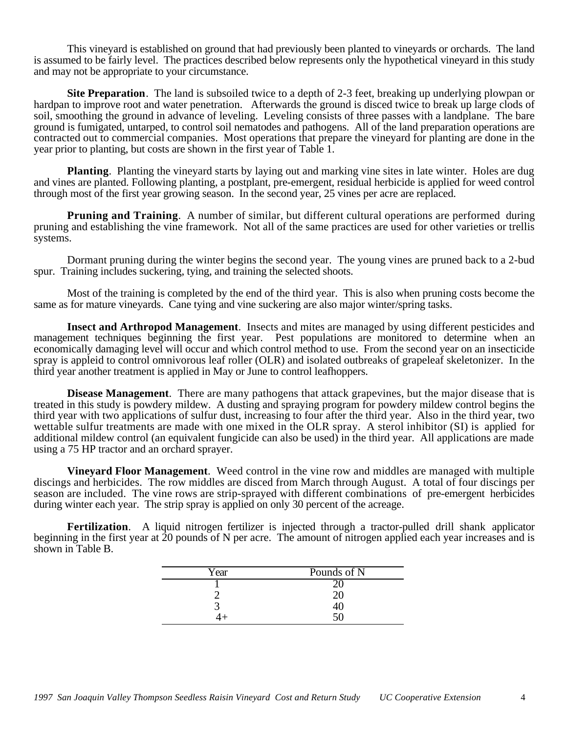This vineyard is established on ground that had previously been planted to vineyards or orchards. The land is assumed to be fairly level. The practices described below represents only the hypothetical vineyard in this study and may not be appropriate to your circumstance.

**Site Preparation**. The land is subsoiled twice to a depth of 2-3 feet, breaking up underlying plowpan or hardpan to improve root and water penetration. Afterwards the ground is disced twice to break up large clods of soil, smoothing the ground in advance of leveling. Leveling consists of three passes with a landplane. The bare ground is fumigated, untarped, to control soil nematodes and pathogens. All of the land preparation operations are contracted out to commercial companies. Most operations that prepare the vineyard for planting are done in the year prior to planting, but costs are shown in the first year of Table 1.

**Planting**. Planting the vineyard starts by laying out and marking vine sites in late winter. Holes are dug and vines are planted. Following planting, a postplant, pre-emergent, residual herbicide is applied for weed control through most of the first year growing season. In the second year, 25 vines per acre are replaced.

**Pruning and Training**. A number of similar, but different cultural operations are performed during pruning and establishing the vine framework. Not all of the same practices are used for other varieties or trellis systems.

Dormant pruning during the winter begins the second year. The young vines are pruned back to a 2-bud spur. Training includes suckering, tying, and training the selected shoots.

Most of the training is completed by the end of the third year. This is also when pruning costs become the same as for mature vineyards. Cane tying and vine suckering are also major winter/spring tasks.

**Insect and Arthropod Management**. Insects and mites are managed by using different pesticides and management techniques beginning the first year. Pest populations are monitored to determine when an economically damaging level will occur and which control method to use. From the second year on an insecticide spray is appleid to control omnivorous leaf roller (OLR) and isolated outbreaks of grapeleaf skeletonizer. In the third year another treatment is applied in May or June to control leafhoppers.

**Disease Management**. There are many pathogens that attack grapevines, but the major disease that is treated in this study is powdery mildew. A dusting and spraying program for powdery mildew control begins the third year with two applications of sulfur dust, increasing to four after the third year. Also in the third year, two wettable sulfur treatments are made with one mixed in the OLR spray. A sterol inhibitor (SI) is applied for additional mildew control (an equivalent fungicide can also be used) in the third year. All applications are made using a 75 HP tractor and an orchard sprayer.

**Vineyard Floor Management**. Weed control in the vine row and middles are managed with multiple discings and herbicides. The row middles are disced from March through August. A total of four discings per season are included. The vine rows are strip-sprayed with different combinations of pre-emergent herbicides during winter each year. The strip spray is applied on only 30 percent of the acreage.

**Fertilization**. A liquid nitrogen fertilizer is injected through a tractor-pulled drill shank applicator beginning in the first year at 20 pounds of N per acre. The amount of nitrogen applied each year increases and is shown in Table B.

| Year | Pounds of N |
|---|---|
| 1 | 20 |
| 2 | 20 |
| 3 | 40 |
| 4+ | 50 |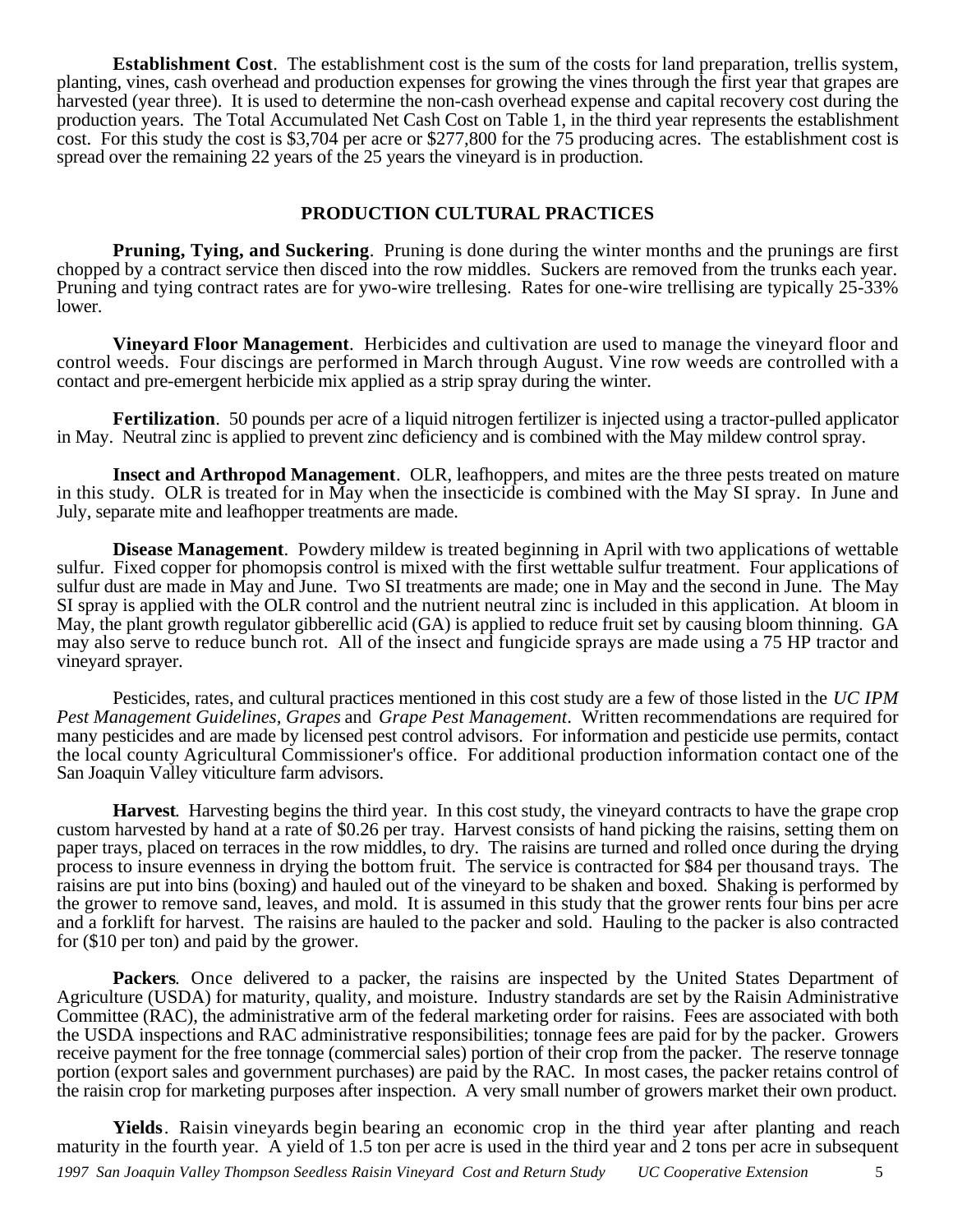**Establishment Cost**. The establishment cost is the sum of the costs for land preparation, trellis system, planting, vines, cash overhead and production expenses for growing the vines through the first year that grapes are harvested (year three). It is used to determine the non-cash overhead expense and capital recovery cost during the production years. The Total Accumulated Net Cash Cost on Table 1, in the third year represents the establishment cost. For this study the cost is $3,704 per acre or $277,800 for the 75 producing acres. The establishment cost is spread over the remaining 22 years of the 25 years the vineyard is in production.

## PRODUCTION CULTURAL PRACTICES

**Pruning, Tying, and Suckering**. Pruning is done during the winter months and the prunings are first chopped by a contract service then disced into the row middles. Suckers are removed from the trunks each year. Pruning and tying contract rates are for ywo-wire trellesing. Rates for one-wire trellising are typically 25-33% lower.

**Vineyard Floor Management**. Herbicides and cultivation are used to manage the vineyard floor and control weeds. Four discings are performed in March through August. Vine row weeds are controlled with a contact and pre-emergent herbicide mix applied as a strip spray during the winter.

**Fertilization**. 50 pounds per acre of a liquid nitrogen fertilizer is injected using a tractor-pulled applicator in May. Neutral zinc is applied to prevent zinc deficiency and is combined with the May mildew control spray.

**Insect and Arthropod Management**. OLR, leafhoppers, and mites are the three pests treated on mature in this study. OLR is treated for in May when the insecticide is combined with the May SI spray. In June and July, separate mite and leafhopper treatments are made.

**Disease Management**. Powdery mildew is treated beginning in April with two applications of wettable sulfur. Fixed copper for phomopsis control is mixed with the first wettable sulfur treatment. Four applications of sulfur dust are made in May and June. Two SI treatments are made; one in May and the second in June. The May SI spray is applied with the OLR control and the nutrient neutral zinc is included in this application. At bloom in May, the plant growth regulator gibberellic acid (GA) is applied to reduce fruit set by causing bloom thinning. GA may also serve to reduce bunch rot. All of the insect and fungicide sprays are made using a 75 HP tractor and vineyard sprayer.

Pesticides, rates, and cultural practices mentioned in this cost study are a few of those listed in the *UC IPM Pest Management Guidelines, Grapes* and *Grape Pest Management*. Written recommendations are required for many pesticides and are made by licensed pest control advisors. For information and pesticide use permits, contact the local county Agricultural Commissioner's office. For additional production information contact one of the San Joaquin Valley viticulture farm advisors.

**Harvest**. Harvesting begins the third year. In this cost study, the vineyard contracts to have the grape crop custom harvested by hand at a rate of $0.26 per tray. Harvest consists of hand picking the raisins, setting them on paper trays, placed on terraces in the row middles, to dry. The raisins are turned and rolled once during the drying process to insure evenness in drying the bottom fruit. The service is contracted for $84 per thousand trays. The raisins are put into bins (boxing) and hauled out of the vineyard to be shaken and boxed. Shaking is performed by the grower to remove sand, leaves, and mold. It is assumed in this study that the grower rents four bins per acre and a forklift for harvest. The raisins are hauled to the packer and sold. Hauling to the packer is also contracted for ($10 per ton) and paid by the grower.

**Packers**. Once delivered to a packer, the raisins are inspected by the United States Department of Agriculture (USDA) for maturity, quality, and moisture. Industry standards are set by the Raisin Administrative Committee (RAC), the administrative arm of the federal marketing order for raisins. Fees are associated with both the USDA inspections and RAC administrative responsibilities; tonnage fees are paid for by the packer. Growers receive payment for the free tonnage (commercial sales) portion of their crop from the packer. The reserve tonnage portion (export sales and government purchases) are paid by the RAC. In most cases, the packer retains control of the raisin crop for marketing purposes after inspection. A very small number of growers market their own product.

**Yields**. Raisin vineyards begin bearing an economic crop in the third year after planting and reach maturity in the fourth year. A yield of 1.5 ton per acre is used in the third year and 2 tons per acre in subsequent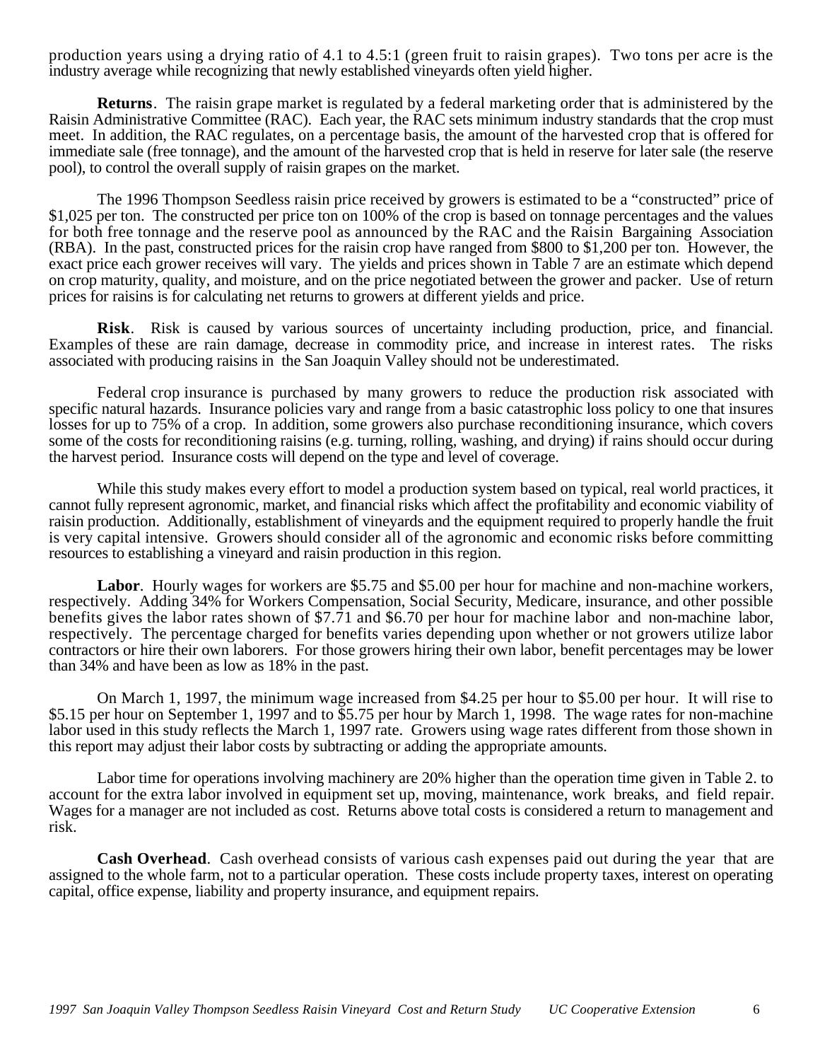production years using a drying ratio of 4.1 to 4.5:1 (green fruit to raisin grapes). Two tons per acre is the industry average while recognizing that newly established vineyards often yield higher.

**Returns**. The raisin grape market is regulated by a federal marketing order that is administered by the Raisin Administrative Committee (RAC). Each year, the RAC sets minimum industry standards that the crop must meet. In addition, the RAC regulates, on a percentage basis, the amount of the harvested crop that is offered for immediate sale (free tonnage), and the amount of the harvested crop that is held in reserve for later sale (the reserve pool), to control the overall supply of raisin grapes on the market.

The 1996 Thompson Seedless raisin price received by growers is estimated to be a "constructed" price of $1,025 per ton. The constructed per price ton on 100% of the crop is based on tonnage percentages and the values for both free tonnage and the reserve pool as announced by the RAC and the Raisin Bargaining Association (RBA). In the past, constructed prices for the raisin crop have ranged from $800 to $1,200 per ton. However, the exact price each grower receives will vary. The yields and prices shown in Table 7 are an estimate which depend on crop maturity, quality, and moisture, and on the price negotiated between the grower and packer. Use of return prices for raisins is for calculating net returns to growers at different yields and price.

**Risk**. Risk is caused by various sources of uncertainty including production, price, and financial. Examples of these are rain damage, decrease in commodity price, and increase in interest rates. The risks associated with producing raisins in the San Joaquin Valley should not be underestimated.

Federal crop insurance is purchased by many growers to reduce the production risk associated with specific natural hazards. Insurance policies vary and range from a basic catastrophic loss policy to one that insures losses for up to 75% of a crop. In addition, some growers also purchase reconditioning insurance, which covers some of the costs for reconditioning raisins (e.g. turning, rolling, washing, and drying) if rains should occur during the harvest period. Insurance costs will depend on the type and level of coverage.

While this study makes every effort to model a production system based on typical, real world practices, it cannot fully represent agronomic, market, and financial risks which affect the profitability and economic viability of raisin production. Additionally, establishment of vineyards and the equipment required to properly handle the fruit is very capital intensive. Growers should consider all of the agronomic and economic risks before committing resources to establishing a vineyard and raisin production in this region.

**Labor**. Hourly wages for workers are $5.75 and $5.00 per hour for machine and non-machine workers, respectively. Adding 34% for Workers Compensation, Social Security, Medicare, insurance, and other possible benefits gives the labor rates shown of $7.71 and $6.70 per hour for machine labor and non-machine labor, respectively. The percentage charged for benefits varies depending upon whether or not growers utilize labor contractors or hire their own laborers. For those growers hiring their own labor, benefit percentages may be lower than 34% and have been as low as 18% in the past.

On March 1, 1997, the minimum wage increased from $4.25 per hour to $5.00 per hour. It will rise to $5.15 per hour on September 1, 1997 and to $5.75 per hour by March 1, 1998. The wage rates for non-machine labor used in this study reflects the March 1, 1997 rate. Growers using wage rates different from those shown in this report may adjust their labor costs by subtracting or adding the appropriate amounts.

Labor time for operations involving machinery are 20% higher than the operation time given in Table 2. to account for the extra labor involved in equipment set up, moving, maintenance, work breaks, and field repair. Wages for a manager are not included as cost. Returns above total costs is considered a return to management and risk.

**Cash Overhead**. Cash overhead consists of various cash expenses paid out during the year that are assigned to the whole farm, not to a particular operation. These costs include property taxes, interest on operating capital, office expense, liability and property insurance, and equipment repairs.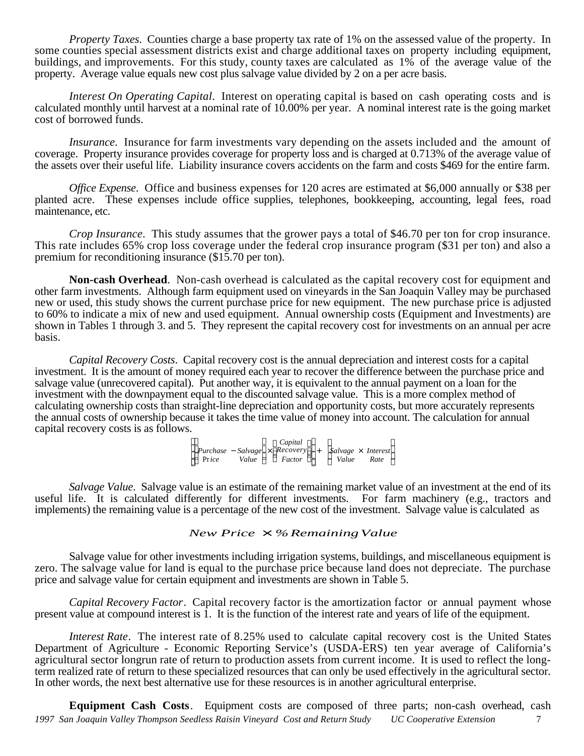*Property Taxes.* Counties charge a base property tax rate of 1% on the assessed value of the property. In some counties special assessment districts exist and charge additional taxes on property including equipment, buildings, and improvements. For this study, county taxes are calculated as 1% of the average value of the property. Average value equals new cost plus salvage value divided by 2 on a per acre basis.

*Interest On Operating Capital.* Interest on operating capital is based on cash operating costs and is calculated monthly until harvest at a nominal rate of 10.00% per year. A nominal interest rate is the going market cost of borrowed funds.

*Insurance.* Insurance for farm investments vary depending on the assets included and the amount of coverage. Property insurance provides coverage for property loss and is charged at 0.713% of the average value of the assets over their useful life. Liability insurance covers accidents on the farm and costs $469 for the entire farm.

*Office Expense.* Office and business expenses for 120 acres are estimated at $6,000 annually or $38 per planted acre. These expenses include office supplies, telephones, bookkeeping, accounting, legal fees, road maintenance, etc.

*Crop Insurance.* This study assumes that the grower pays a total of $46.70 per ton for crop insurance. This rate includes 65% crop loss coverage under the federal crop insurance program ($31 per ton) and also a premium for reconditioning insurance ($15.70 per ton).

**Non-cash Overhead**. Non-cash overhead is calculated as the capital recovery cost for equipment and other farm investments. Although farm equipment used on vineyards in the San Joaquin Valley may be purchased new or used, this study shows the current purchase price for new equipment. The new purchase price is adjusted to 60% to indicate a mix of new and used equipment. Annual ownership costs (Equipment and Investments) are shown in Tables 1 through 3. and 5. They represent the capital recovery cost for investments on an annual per acre basis.

*Capital Recovery Costs.* Capital recovery cost is the annual depreciation and interest costs for a capital investment. It is the amount of money required each year to recover the difference between the purchase price and salvage value (unrecovered capital). Put another way, it is equivalent to the annual payment on a loan for the investment with the downpayment equal to the discounted salvage value. This is a more complex method of calculating ownership costs than straight-line depreciation and opportunity costs, but more accurately represents the annual costs of ownership because it takes the time value of money into account. The calculation for annual capital recovery costs is as follows.

$$\left[\left(\begin{matrix}Purchase\\Price\end{matrix} - \begin{matrix}Salvage\\Value\end{matrix}\right) \times \left(\begin{matrix}Capital\\Recovery\\Factor\end{matrix}\right)\right] + \left[\begin{matrix}Salvage\\Value\end{matrix} \times \begin{matrix}Interest\\Rate\end{matrix}\right]$$

*Salvage Value.* Salvage value is an estimate of the remaining market value of an investment at the end of its useful life. It is calculated differently for different investments. For farm machinery (e.g., tractors and implements) the remaining value is a percentage of the new cost of the investment. Salvage value is calculated as

$$New\ Price \times \%\ Remaining\ Value$$

Salvage value for other investments including irrigation systems, buildings, and miscellaneous equipment is zero. The salvage value for land is equal to the purchase price because land does not depreciate. The purchase price and salvage value for certain equipment and investments are shown in Table 5.

*Capital Recovery Factor.* Capital recovery factor is the amortization factor or annual payment whose present value at compound interest is 1. It is the function of the interest rate and years of life of the equipment.

*Interest Rate.* The interest rate of 8.25% used to calculate capital recovery cost is the United States Department of Agriculture - Economic Reporting Service's (USDA-ERS) ten year average of California's agricultural sector longrun rate of return to production assets from current income. It is used to reflect the long-term realized rate of return to these specialized resources that can only be used effectively in the agricultural sector. In other words, the next best alternative use for these resources is in another agricultural enterprise.

**Equipment Cash Costs**. Equipment costs are composed of three parts; non-cash overhead, cash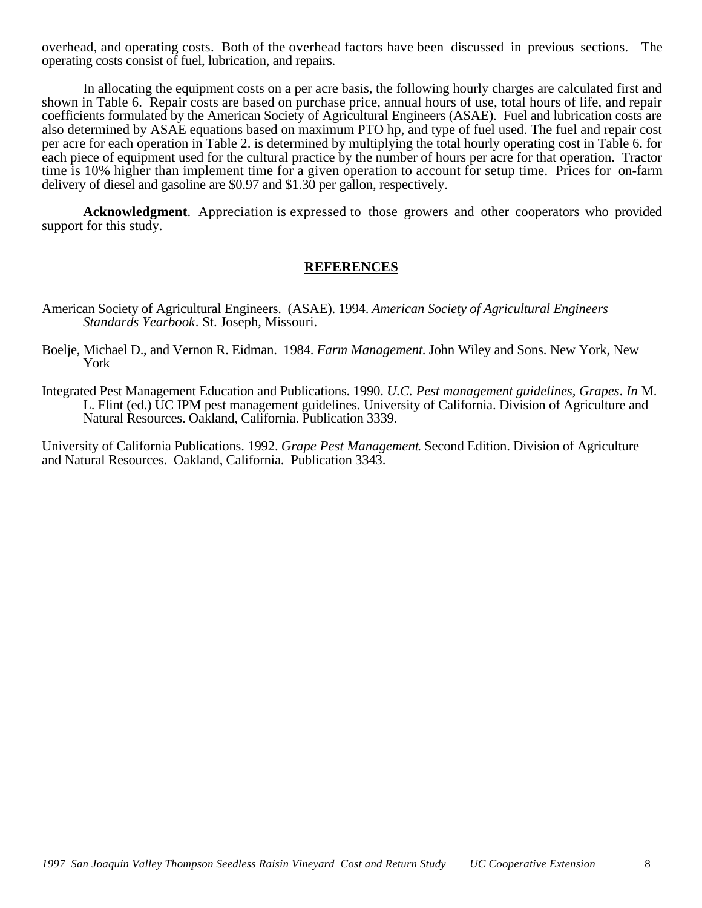overhead, and operating costs. Both of the overhead factors have been discussed in previous sections. The operating costs consist of fuel, lubrication, and repairs.

In allocating the equipment costs on a per acre basis, the following hourly charges are calculated first and shown in Table 6. Repair costs are based on purchase price, annual hours of use, total hours of life, and repair coefficients formulated by the American Society of Agricultural Engineers (ASAE). Fuel and lubrication costs are also determined by ASAE equations based on maximum PTO hp, and type of fuel used. The fuel and repair cost per acre for each operation in Table 2. is determined by multiplying the total hourly operating cost in Table 6. for each piece of equipment used for the cultural practice by the number of hours per acre for that operation. Tractor time is 10% higher than implement time for a given operation to account for setup time. Prices for on-farm delivery of diesel and gasoline are $0.97 and $1.30 per gallon, respectively.

**Acknowledgment**. Appreciation is expressed to those growers and other cooperators who provided support for this study.

## REFERENCES

American Society of Agricultural Engineers. (ASAE). 1994. *American Society of Agricultural Engineers Standards Yearbook*. St. Joseph, Missouri.

Boelje, Michael D., and Vernon R. Eidman. 1984. *Farm Management.* John Wiley and Sons. New York, New York

Integrated Pest Management Education and Publications. 1990. *U.C. Pest management guidelines, Grapes*. *In* M. L. Flint (ed.) UC IPM pest management guidelines. University of California. Division of Agriculture and Natural Resources. Oakland, California. Publication 3339.

University of California Publications. 1992. *Grape Pest Management*. Second Edition. Division of Agriculture and Natural Resources. Oakland, California. Publication 3343.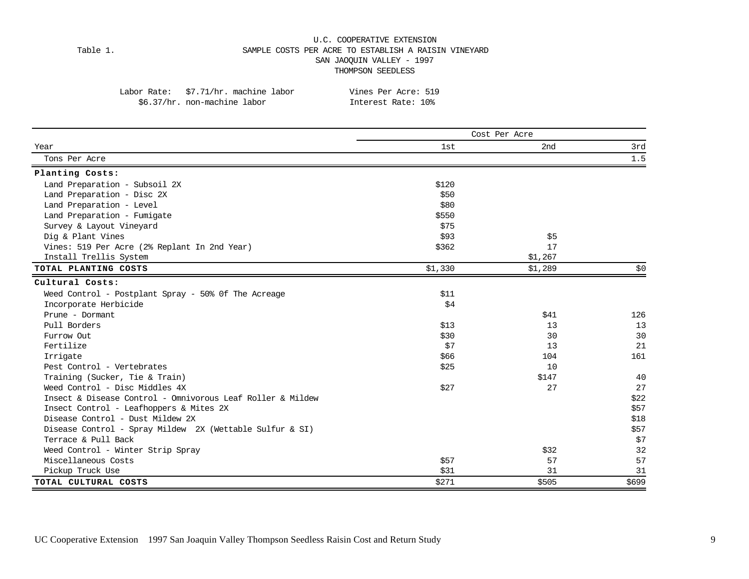U.C. COOPERATIVE EXTENSION

Table 1. SAMPLE COSTS PER ACRE TO ESTABLISH A RAISIN VINEYARD
SAN JAOQUIN VALLEY - 1997
THOMPSON SEEDLESS

Labor Rate: $7.71/hr. machine labor
$6.37/hr. non-machine labor

Vines Per Acre: 519
Interest Rate: 10%

| | Cost Per Acre | | |
|---|---|---|---|
| Year | 1st | 2nd | 3rd |
| Tons Per Acre | | | 1.5 |
| **Planting Costs:** | | | |
| Land Preparation - Subsoil 2X | $120 | | |
| Land Preparation - Disc 2X | $50 | | |
| Land Preparation - Level | $80 | | |
| Land Preparation - Fumigate | $550 | | |
| Survey & Layout Vineyard | $75 | | |
| Dig & Plant Vines | $93 | $5 | |
| Vines: 519 Per Acre (2% Replant In 2nd Year) | $362 | 17 | |
| Install Trellis System | | $1,267 | |
| **TOTAL PLANTING COSTS** | $1,330 | $1,289 | $0 |
| **Cultural Costs:** | | | |
| Weed Control - Postplant Spray - 50% 0f The Acreage | $11 | | |
| Incorporate Herbicide | $4 | | |
| Prune - Dormant | | $41 | 126 |
| Pull Borders | $13 | 13 | 13 |
| Furrow Out | $30 | 30 | 30 |
| Fertilize | $7 | 13 | 21 |
| Irrigate | $66 | 104 | 161 |
| Pest Control - Vertebrates | $25 | 10 | |
| Training (Sucker, Tie & Train) | | $147 | 40 |
| Weed Control - Disc Middles 4X | $27 | 27 | 27 |
| Insect & Disease Control - Omnivorous Leaf Roller & Mildew | | | $22 |
| Insect Control - Leafhoppers & Mites 2X | | | $57 |
| Disease Control - Dust Mildew 2X | | | $18 |
| Disease Control - Spray Mildew 2X (Wettable Sulfur & SI) | | | $57 |
| Terrace & Pull Back | | | $7 |
| Weed Control - Winter Strip Spray | | $32 | 32 |
| Miscellaneous Costs | $57 | 57 | 57 |
| Pickup Truck Use | $31 | 31 | 31 |
| **TOTAL CULTURAL COSTS** | $271 | $505 | $699 |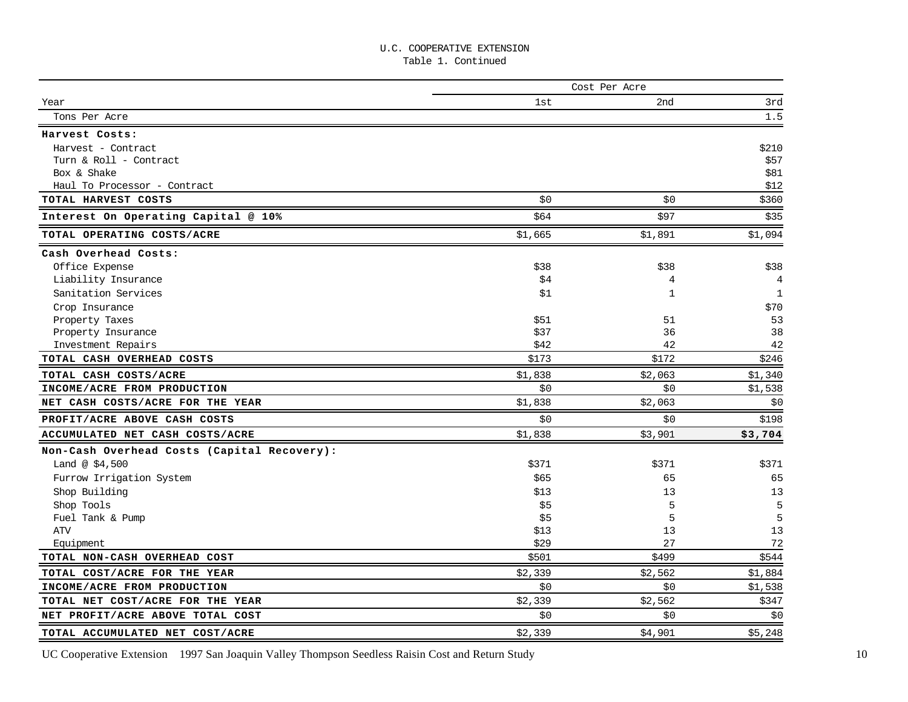U.C. COOPERATIVE EXTENSION

Table 1. Continued

| | Cost Per Acre | | |
|---|---|---|---|
| Year | 1st | 2nd | 3rd |
| Tons Per Acre | | | 1.5 |
| **Harvest Costs:** | | | |
| Harvest - Contract | | | $210 |
| Turn & Roll - Contract | | | $57 |
| Box & Shake | | | $81 |
| Haul To Processor - Contract | | | $12 |
| **TOTAL HARVEST COSTS** | $0 | $0 | $360 |
| **Interest On Operating Capital @ 10%** | $64 | $97 | $35 |
| **TOTAL OPERATING COSTS/ACRE** | $1,665 | $1,891 | $1,094 |
| **Cash Overhead Costs:** | | | |
| Office Expense | $38 | $38 | $38 |
| Liability Insurance | $4 | 4 | 4 |
| Sanitation Services | $1 | 1 | 1 |
| Crop Insurance | | | $70 |
| Property Taxes | $51 | 51 | 53 |
| Property Insurance | $37 | 36 | 38 |
| Investment Repairs | $42 | 42 | 42 |
| **TOTAL CASH OVERHEAD COSTS** | $173 | $172 | $246 |
| **TOTAL CASH COSTS/ACRE** | $1,838 | $2,063 | $1,340 |
| **INCOME/ACRE FROM PRODUCTION** | $0 | $0 | $1,538 |
| **NET CASH COSTS/ACRE FOR THE YEAR** | $1,838 | $2,063 | $0 |
| **PROFIT/ACRE ABOVE CASH COSTS** | $0 | $0 | $198 |
| **ACCUMULATED NET CASH COSTS/ACRE** | $1,838 | $3,901 | **$3,704** |
| **Non-Cash Overhead Costs (Capital Recovery):** | | | |
| Land @ $4,500 | $371 | $371 | $371 |
| Furrow Irrigation System | $65 | 65 | 65 |
| Shop Building | $13 | 13 | 13 |
| Shop Tools | $5 | 5 | 5 |
| Fuel Tank & Pump | $5 | 5 | 5 |
| ATV | $13 | 13 | 13 |
| Equipment | $29 | 27 | 72 |
| **TOTAL NON-CASH OVERHEAD COST** | $501 | $499 | $544 |
| **TOTAL COST/ACRE FOR THE YEAR** | $2,339 | $2,562 | $1,884 |
| **INCOME/ACRE FROM PRODUCTION** | $0 | $0 | $1,538 |
| **TOTAL NET COST/ACRE FOR THE YEAR** | $2,339 | $2,562 | $347 |
| **NET PROFIT/ACRE ABOVE TOTAL COST** | $0 | $0 | $0 |
| **TOTAL ACCUMULATED NET COST/ACRE** | $2,339 | $4,901 | $5,248 |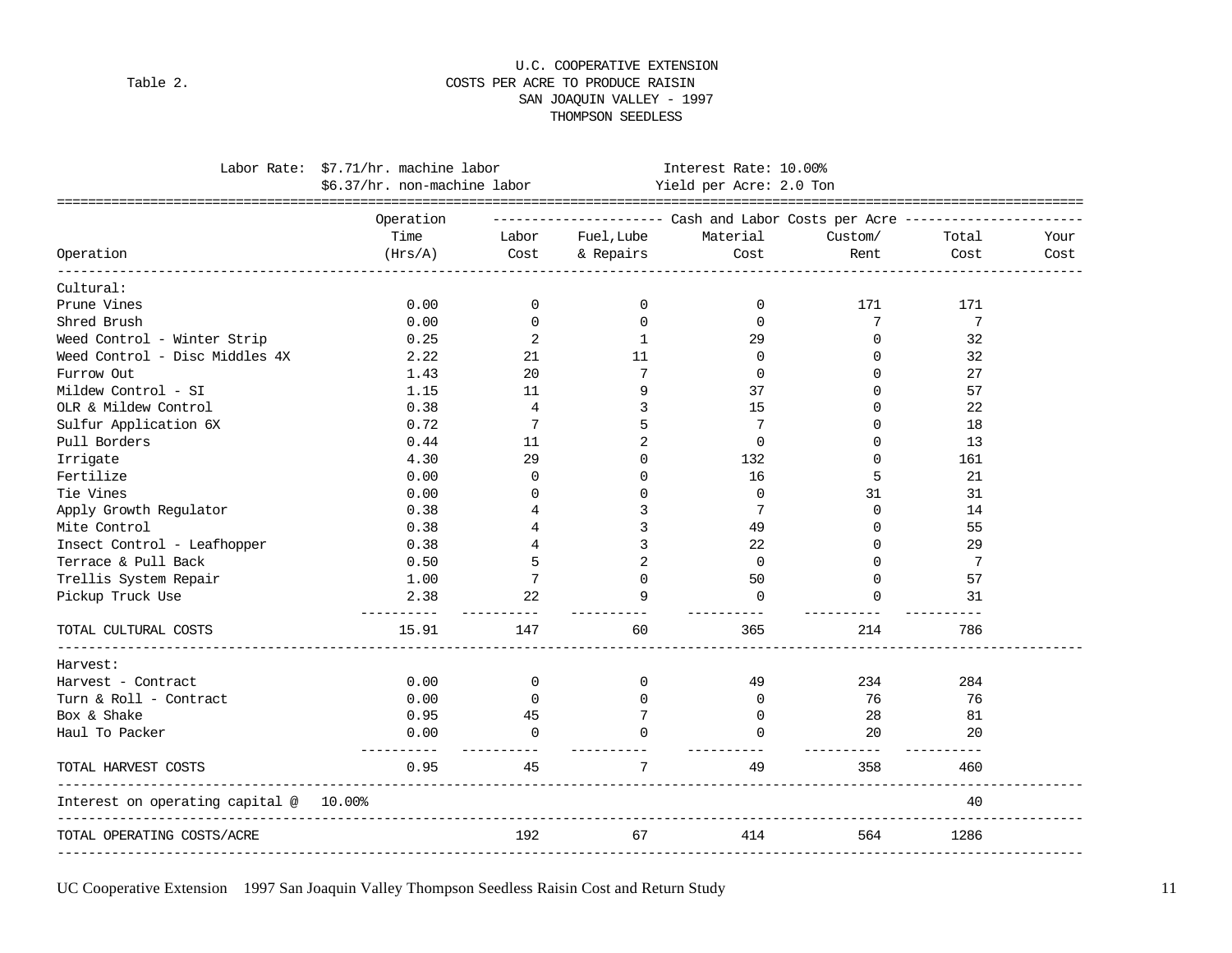U.C. COOPERATIVE EXTENSION

Table 2. COSTS PER ACRE TO PRODUCE RAISIN
SAN JOAQUIN VALLEY - 1997
THOMPSON SEEDLESS

Labor Rate: $7.71/hr. machine labor; $6.37/hr. non-machine labor
Interest Rate: 10.00%
Yield per Acre: 2.0 Ton

| Operation | Operation Time (Hrs/A) | Cash and Labor Costs per Acre: Labor Cost | Fuel,Lube & Repairs | Material Cost | Custom/ Rent | Total Cost | Your Cost |
|---|---|---|---|---|---|---|---|
| Cultural: | | | | | | | |
| Prune Vines | 0.00 | 0 | 0 | 0 | 171 | 171 | |
| Shred Brush | 0.00 | 0 | 0 | 0 | 7 | 7 | |
| Weed Control - Winter Strip | 0.25 | 2 | 1 | 29 | 0 | 32 | |
| Weed Control - Disc Middles 4X | 2.22 | 21 | 11 | 0 | 0 | 32 | |
| Furrow Out | 1.43 | 20 | 7 | 0 | 0 | 27 | |
| Mildew Control - SI | 1.15 | 11 | 9 | 37 | 0 | 57 | |
| OLR & Mildew Control | 0.38 | 4 | 3 | 15 | 0 | 22 | |
| Sulfur Application 6X | 0.72 | 7 | 5 | 7 | 0 | 18 | |
| Pull Borders | 0.44 | 11 | 2 | 0 | 0 | 13 | |
| Irrigate | 4.30 | 29 | 0 | 132 | 0 | 161 | |
| Fertilize | 0.00 | 0 | 0 | 16 | 5 | 21 | |
| Tie Vines | 0.00 | 0 | 0 | 0 | 31 | 31 | |
| Apply Growth Regulator | 0.38 | 4 | 3 | 7 | 0 | 14 | |
| Mite Control | 0.38 | 4 | 3 | 49 | 0 | 55 | |
| Insect Control - Leafhopper | 0.38 | 4 | 3 | 22 | 0 | 29 | |
| Terrace & Pull Back | 0.50 | 5 | 2 | 0 | 0 | 7 | |
| Trellis System Repair | 1.00 | 7 | 0 | 50 | 0 | 57 | |
| Pickup Truck Use | 2.38 | 22 | 9 | 0 | 0 | 31 | |
| TOTAL CULTURAL COSTS | 15.91 | 147 | 60 | 365 | 214 | 786 | |
| Harvest: | | | | | | | |
| Harvest - Contract | 0.00 | 0 | 0 | 49 | 234 | 284 | |
| Turn & Roll - Contract | 0.00 | 0 | 0 | 0 | 76 | 76 | |
| Box & Shake | 0.95 | 45 | 7 | 0 | 28 | 81 | |
| Haul To Packer | 0.00 | 0 | 0 | 0 | 20 | 20 | |
| TOTAL HARVEST COSTS | 0.95 | 45 | 7 | 49 | 358 | 460 | |
| Interest on operating capital @ 10.00% | | | | | | 40 | |
| TOTAL OPERATING COSTS/ACRE | | 192 | 67 | 414 | 564 | 1286 | |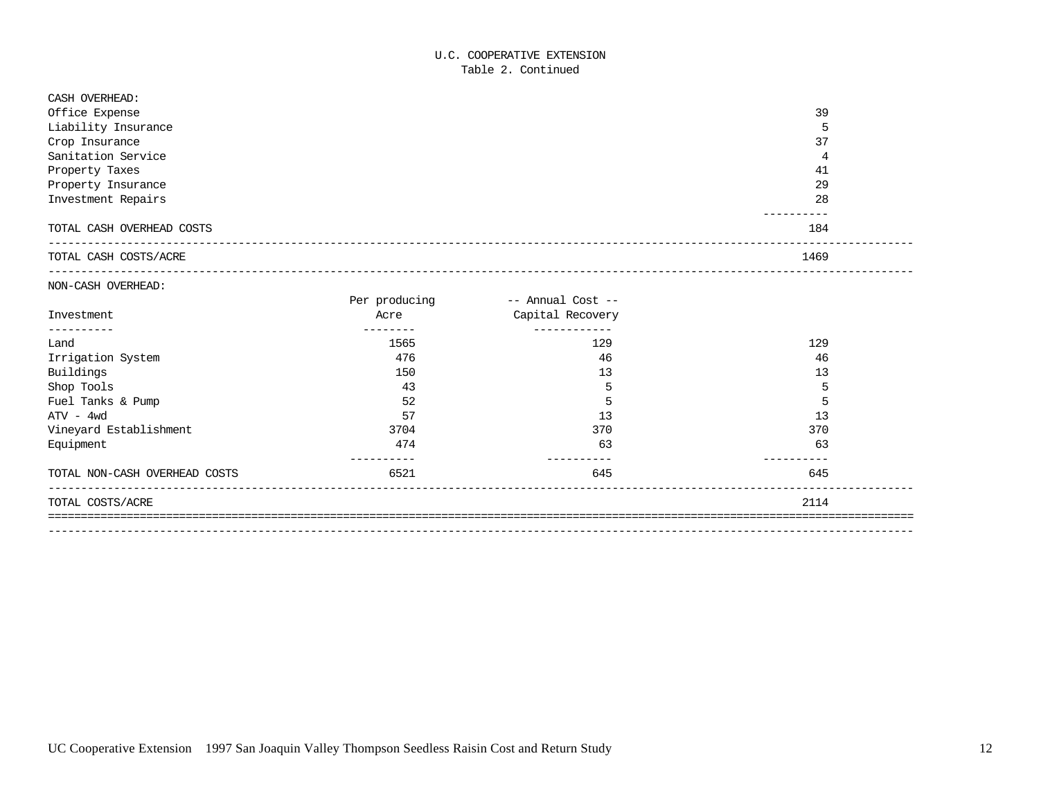U.C. COOPERATIVE EXTENSION

Table 2. Continued

| | | | |
|---|---|---|---|
| CASH OVERHEAD: | | | |
| Office Expense | | | 39 |
| Liability Insurance | | | 5 |
| Crop Insurance | | | 37 |
| Sanitation Service | | | 4 |
| Property Taxes | | | 41 |
| Property Insurance | | | 29 |
| Investment Repairs | | | 28 |
| TOTAL CASH OVERHEAD COSTS | | | 184 |
| TOTAL CASH COSTS/ACRE | | | 1469 |
| NON-CASH OVERHEAD: | | | |
| Investment | Per producing Acre | -- Annual Cost -- Capital Recovery | |
| Land | 1565 | 129 | 129 |
| Irrigation System | 476 | 46 | 46 |
| Buildings | 150 | 13 | 13 |
| Shop Tools | 43 | 5 | 5 |
| Fuel Tanks & Pump | 52 | 5 | 5 |
| ATV - 4wd | 57 | 13 | 13 |
| Vineyard Establishment | 3704 | 370 | 370 |
| Equipment | 474 | 63 | 63 |
| TOTAL NON-CASH OVERHEAD COSTS | 6521 | 645 | 645 |
| TOTAL COSTS/ACRE | | | 2114 |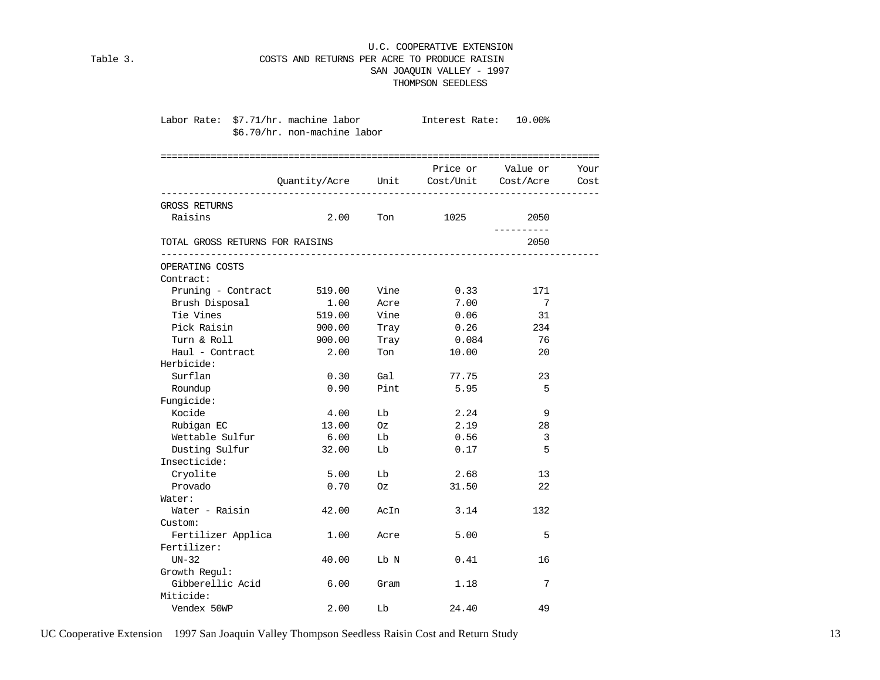U.C. COOPERATIVE EXTENSION

Table 3. COSTS AND RETURNS PER ACRE TO PRODUCE RAISIN
SAN JOAQUIN VALLEY - 1997
THOMPSON SEEDLESS

Labor Rate: $7.71/hr. machine labor
$6.70/hr. non-machine labor

Interest Rate: 10.00%

| | Quantity/Acre | Unit | Price or Cost/Unit | Value or Cost/Acre | Your Cost |
|---|---|---|---|---|---|
| GROSS RETURNS | | | | | |
| Raisins | 2.00 | Ton | 1025 | 2050 | |
| TOTAL GROSS RETURNS FOR RAISINS | | | | 2050 | |
| OPERATING COSTS | | | | | |
| Contract: | | | | | |
| Pruning - Contract | 519.00 | Vine | 0.33 | 171 | |
| Brush Disposal | 1.00 | Acre | 7.00 | 7 | |
| Tie Vines | 519.00 | Vine | 0.06 | 31 | |
| Pick Raisin | 900.00 | Tray | 0.26 | 234 | |
| Turn & Roll | 900.00 | Tray | 0.084 | 76 | |
| Haul - Contract | 2.00 | Ton | 10.00 | 20 | |
| Herbicide: | | | | | |
| Surflan | 0.30 | Gal | 77.75 | 23 | |
| Roundup | 0.90 | Pint | 5.95 | 5 | |
| Fungicide: | | | | | |
| Kocide | 4.00 | Lb | 2.24 | 9 | |
| Rubigan EC | 13.00 | Oz | 2.19 | 28 | |
| Wettable Sulfur | 6.00 | Lb | 0.56 | 3 | |
| Dusting Sulfur | 32.00 | Lb | 0.17 | 5 | |
| Insecticide: | | | | | |
| Cryolite | 5.00 | Lb | 2.68 | 13 | |
| Provado | 0.70 | Oz | 31.50 | 22 | |
| Water: | | | | | |
| Water - Raisin | 42.00 | AcIn | 3.14 | 132 | |
| Custom: | | | | | |
| Fertilizer Applica | 1.00 | Acre | 5.00 | 5 | |
| Fertilizer: | | | | | |
| UN-32 | 40.00 | Lb N | 0.41 | 16 | |
| Growth Regul: | | | | | |
| Gibberellic Acid | 6.00 | Gram | 1.18 | 7 | |
| Miticide: | | | | | |
| Vendex 50WP | 2.00 | Lb | 24.40 | 49 | |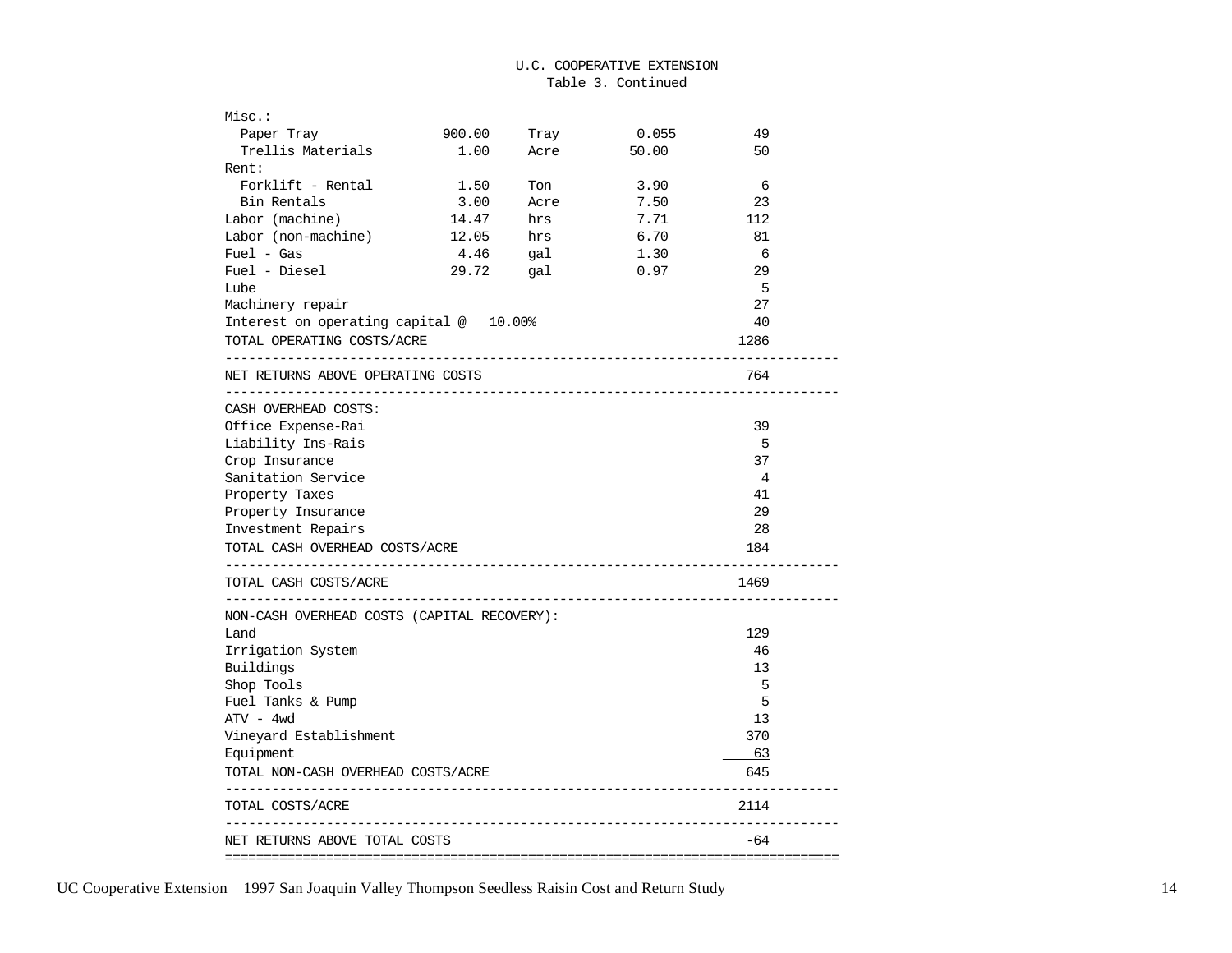U.C. COOPERATIVE EXTENSION
Table 3. Continued

| | Quantity | Unit | Price | Value |
|---|---|---|---|---|
| Misc.: | | | | |
| Paper Tray | 900.00 | Tray | 0.055 | 49 |
| Trellis Materials | 1.00 | Acre | 50.00 | 50 |
| Rent: | | | | |
| Forklift - Rental | 1.50 | Ton | 3.90 | 6 |
| Bin Rentals | 3.00 | Acre | 7.50 | 23 |
| Labor (machine) | 14.47 | hrs | 7.71 | 112 |
| Labor (non-machine) | 12.05 | hrs | 6.70 | 81 |
| Fuel - Gas | 4.46 | gal | 1.30 | 6 |
| Fuel - Diesel | 29.72 | gal | 0.97 | 29 |
| Lube | | | | 5 |
| Machinery repair | | | | 27 |
| Interest on operating capital @ 10.00% | | | | 40 |
| TOTAL OPERATING COSTS/ACRE | | | | 1286 |
| NET RETURNS ABOVE OPERATING COSTS | | | | 764 |
| CASH OVERHEAD COSTS: | | | | |
| Office Expense-Rai | | | | 39 |
| Liability Ins-Rais | | | | 5 |
| Crop Insurance | | | | 37 |
| Sanitation Service | | | | 4 |
| Property Taxes | | | | 41 |
| Property Insurance | | | | 29 |
| Investment Repairs | | | | 28 |
| TOTAL CASH OVERHEAD COSTS/ACRE | | | | 184 |
| TOTAL CASH COSTS/ACRE | | | | 1469 |
| NON-CASH OVERHEAD COSTS (CAPITAL RECOVERY): | | | | |
| Land | | | | 129 |
| Irrigation System | | | | 46 |
| Buildings | | | | 13 |
| Shop Tools | | | | 5 |
| Fuel Tanks & Pump | | | | 5 |
| ATV - 4wd | | | | 13 |
| Vineyard Establishment | | | | 370 |
| Equipment | | | | 63 |
| TOTAL NON-CASH OVERHEAD COSTS/ACRE | | | | 645 |
| TOTAL COSTS/ACRE | | | | 2114 |
| NET RETURNS ABOVE TOTAL COSTS | | | | -64 |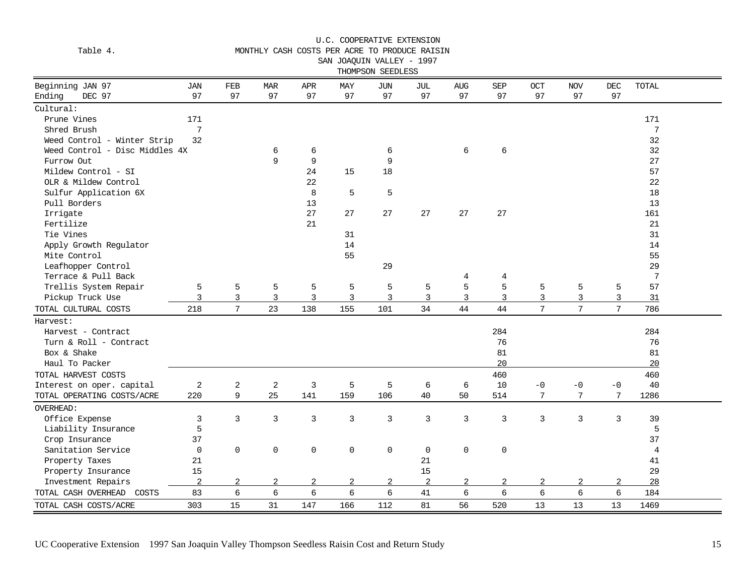U.C. COOPERATIVE EXTENSION

Table 4. MONTHLY CASH COSTS PER ACRE TO PRODUCE RAISIN
SAN JOAQUIN VALLEY - 1997
THOMPSON SEEDLESS

| Beginning JAN 97 / Ending DEC 97 | JAN 97 | FEB 97 | MAR 97 | APR 97 | MAY 97 | JUN 97 | JUL 97 | AUG 97 | SEP 97 | OCT 97 | NOV 97 | DEC 97 | TOTAL |
|---|---|---|---|---|---|---|---|---|---|---|---|---|---|
| Cultural: | | | | | | | | | | | | | |
| Prune Vines | 171 | | | | | | | | | | | | 171 |
| Shred Brush | 7 | | | | | | | | | | | | 7 |
| Weed Control - Winter Strip | 32 | | | | | | | | | | | | 32 |
| Weed Control - Disc Middles 4X | | | 6 | 6 | | 6 | | 6 | 6 | | | | 32 |
| Furrow Out | | | 9 | 9 | | 9 | | | | | | | 27 |
| Mildew Control - SI | | | | 24 | 15 | 18 | | | | | | | 57 |
| OLR & Mildew Control | | | | 22 | | | | | | | | | 22 |
| Sulfur Application 6X | | | | 8 | 5 | 5 | | | | | | | 18 |
| Pull Borders | | | | 13 | | | | | | | | | 13 |
| Irrigate | | | | 27 | 27 | 27 | 27 | 27 | 27 | | | | 161 |
| Fertilize | | | | 21 | | | | | | | | | 21 |
| Tie Vines | | | | | 31 | | | | | | | | 31 |
| Apply Growth Regulator | | | | | 14 | | | | | | | | 14 |
| Mite Control | | | | | 55 | | | | | | | | 55 |
| Leafhopper Control | | | | | | 29 | | | | | | | 29 |
| Terrace & Pull Back | | | | | | | | 4 | 4 | | | | 7 |
| Trellis System Repair | 5 | 5 | 5 | 5 | 5 | 5 | 5 | 5 | 5 | 5 | 5 | 5 | 57 |
| Pickup Truck Use | 3 | 3 | 3 | 3 | 3 | 3 | 3 | 3 | 3 | 3 | 3 | 3 | 31 |
| TOTAL CULTURAL COSTS | 218 | 7 | 23 | 138 | 155 | 101 | 34 | 44 | 44 | 7 | 7 | 7 | 786 |
| Harvest: | | | | | | | | | | | | | |
| Harvest - Contract | | | | | | | | | 284 | | | | 284 |
| Turn & Roll - Contract | | | | | | | | | 76 | | | | 76 |
| Box & Shake | | | | | | | | | 81 | | | | 81 |
| Haul To Packer | | | | | | | | | 20 | | | | 20 |
| TOTAL HARVEST COSTS | | | | | | | | | 460 | | | | 460 |
| Interest on oper. capital | 2 | 2 | 2 | 3 | 5 | 5 | 6 | 6 | 10 | -0 | -0 | -0 | 40 |
| TOTAL OPERATING COSTS/ACRE | 220 | 9 | 25 | 141 | 159 | 106 | 40 | 50 | 514 | 7 | 7 | 7 | 1286 |
| OVERHEAD: | | | | | | | | | | | | | |
| Office Expense | 3 | 3 | 3 | 3 | 3 | 3 | 3 | 3 | 3 | 3 | 3 | 3 | 39 |
| Liability Insurance | 5 | | | | | | | | | | | | 5 |
| Crop Insurance | 37 | | | | | | | | | | | | 37 |
| Sanitation Service | 0 | 0 | 0 | 0 | 0 | 0 | 0 | 0 | 0 | | | | 4 |
| Property Taxes | 21 | | | | | | 21 | | | | | | 41 |
| Property Insurance | 15 | | | | | | 15 | | | | | | 29 |
| Investment Repairs | 2 | 2 | 2 | 2 | 2 | 2 | 2 | 2 | 2 | 2 | 2 | 2 | 28 |
| TOTAL CASH OVERHEAD COSTS | 83 | 6 | 6 | 6 | 6 | 6 | 41 | 6 | 6 | 6 | 6 | 6 | 184 |
| TOTAL CASH COSTS/ACRE | 303 | 15 | 31 | 147 | 166 | 112 | 81 | 56 | 520 | 13 | 13 | 13 | 1469 |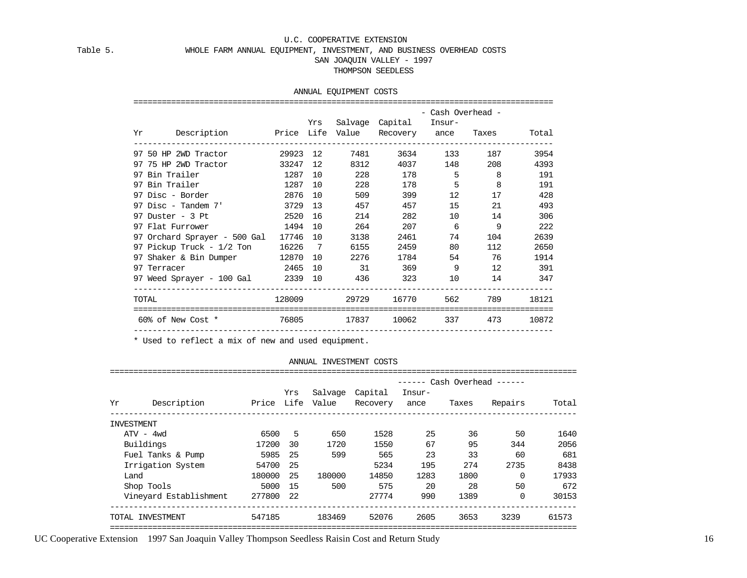U.C. COOPERATIVE EXTENSION

Table 5. WHOLE FARM ANNUAL EQUIPMENT, INVESTMENT, AND BUSINESS OVERHEAD COSTS

SAN JOAQUIN VALLEY - 1997

THOMPSON SEEDLESS

## ANNUAL EQUIPMENT COSTS

| Yr | Description | Price | Yrs Life | Salvage Value | Capital Recovery | - Cash Overhead - Insur- ance | Taxes | Total |
|---|---|---|---|---|---|---|---|---|
| 97 | 50 HP 2WD Tractor | 29923 | 12 | 7481 | 3634 | 133 | 187 | 3954 |
| 97 | 75 HP 2WD Tractor | 33247 | 12 | 8312 | 4037 | 148 | 208 | 4393 |
| 97 | Bin Trailer | 1287 | 10 | 228 | 178 | 5 | 8 | 191 |
| 97 | Bin Trailer | 1287 | 10 | 228 | 178 | 5 | 8 | 191 |
| 97 | Disc - Border | 2876 | 10 | 509 | 399 | 12 | 17 | 428 |
| 97 | Disc - Tandem 7' | 3729 | 13 | 457 | 457 | 15 | 21 | 493 |
| 97 | Duster - 3 Pt | 2520 | 16 | 214 | 282 | 10 | 14 | 306 |
| 97 | Flat Furrower | 1494 | 10 | 264 | 207 | 6 | 9 | 222 |
| 97 | Orchard Sprayer - 500 Gal | 17746 | 10 | 3138 | 2461 | 74 | 104 | 2639 |
| 97 | Pickup Truck - 1/2 Ton | 16226 | 7 | 6155 | 2459 | 80 | 112 | 2650 |
| 97 | Shaker & Bin Dumper | 12870 | 10 | 2276 | 1784 | 54 | 76 | 1914 |
| 97 | Terracer | 2465 | 10 | 31 | 369 | 9 | 12 | 391 |
| 97 | Weed Sprayer - 100 Gal | 2339 | 10 | 436 | 323 | 10 | 14 | 347 |
| TOTAL | | 128009 | | 29729 | 16770 | 562 | 789 | 18121 |
| | 60% of New Cost * | 76805 | | 17837 | 10062 | 337 | 473 | 10872 |

* Used to reflect a mix of new and used equipment.

## ANNUAL INVESTMENT COSTS

| Yr | Description | Price | Yrs Life | Salvage Value | Capital Recovery | ------ Cash Overhead ------ Insur- ance | Taxes | Repairs | Total |
|---|---|---|---|---|---|---|---|---|---|
| INVESTMENT | | | | | | | | | |
| | ATV - 4wd | 6500 | 5 | 650 | 1528 | 25 | 36 | 50 | 1640 |
| | Buildings | 17200 | 30 | 1720 | 1550 | 67 | 95 | 344 | 2056 |
| | Fuel Tanks & Pump | 5985 | 25 | 599 | 565 | 23 | 33 | 60 | 681 |
| | Irrigation System | 54700 | 25 | | 5234 | 195 | 274 | 2735 | 8438 |
| | Land | 180000 | 25 | 180000 | 14850 | 1283 | 1800 | 0 | 17933 |
| | Shop Tools | 5000 | 15 | 500 | 575 | 20 | 28 | 50 | 672 |
| | Vineyard Establishment | 277800 | 22 | | 27774 | 990 | 1389 | 0 | 30153 |
| TOTAL INVESTMENT | | 547185 | | 183469 | 52076 | 2605 | 3653 | 3239 | 61573 |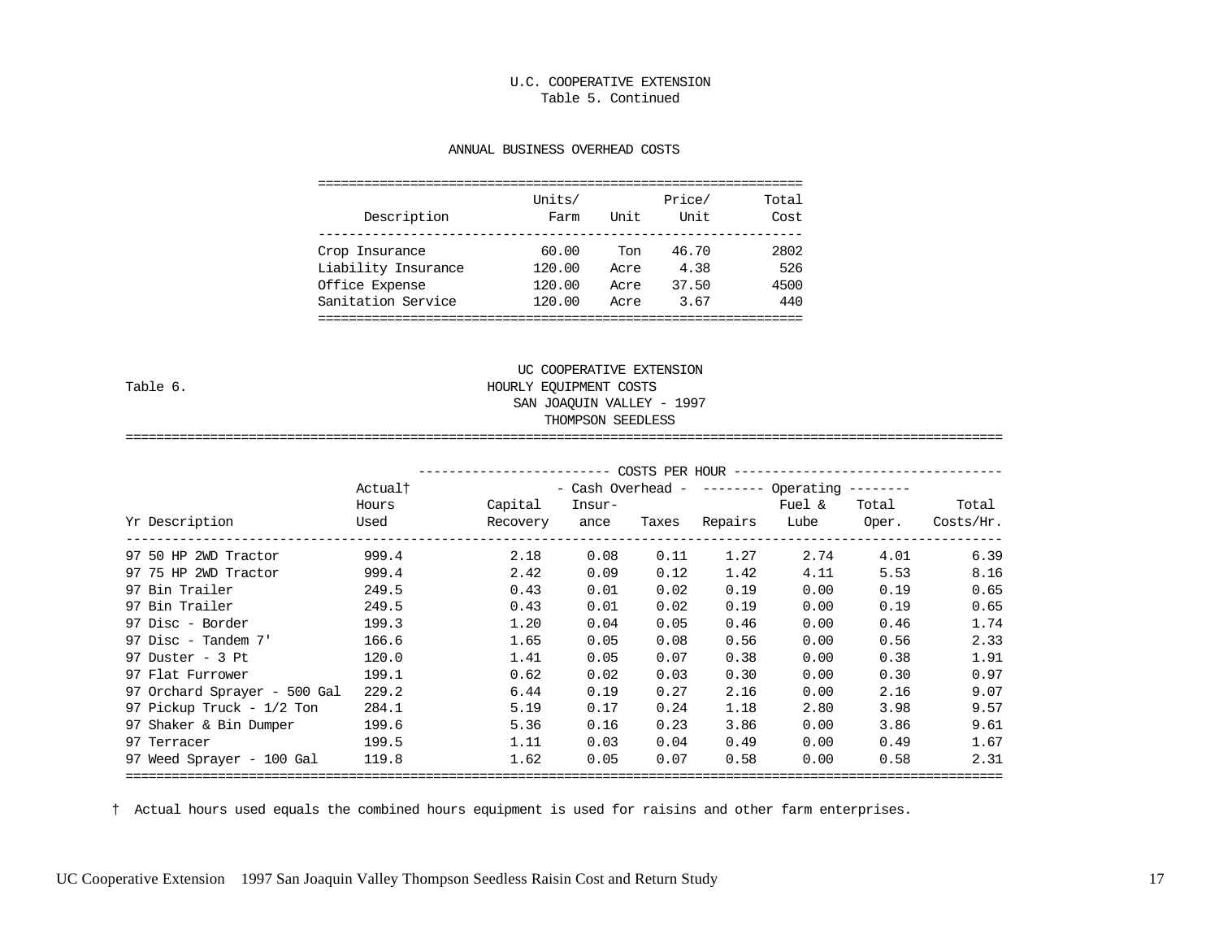U.C. COOPERATIVE EXTENSION

Table 5. Continued

## ANNUAL BUSINESS OVERHEAD COSTS

| Description | Units/ Farm | Unit | Price/ Unit | Total Cost |
|---|---|---|---|---|
| Crop Insurance | 60.00 | Ton | 46.70 | 2802 |
| Liability Insurance | 120.00 | Acre | 4.38 | 526 |
| Office Expense | 120.00 | Acre | 37.50 | 4500 |
| Sanitation Service | 120.00 | Acre | 3.67 | 440 |

UC COOPERATIVE EXTENSION

Table 6. HOURLY EQUIPMENT COSTS

SAN JOAQUIN VALLEY - 1997

THOMPSON SEEDLESS

| | | COSTS PER HOUR | | | | | | |
|---|---|---|---|---|---|---|---|---|
| | Actual† | | - Cash Overhead - | | -------- Operating -------- | | | |
| Yr Description | Hours Used | Capital Recovery | Insur- ance | Taxes | Repairs | Fuel & Lube | Total Oper. | Total Costs/Hr. |
| 97 50 HP 2WD Tractor | 999.4 | 2.18 | 0.08 | 0.11 | 1.27 | 2.74 | 4.01 | 6.39 |
| 97 75 HP 2WD Tractor | 999.4 | 2.42 | 0.09 | 0.12 | 1.42 | 4.11 | 5.53 | 8.16 |
| 97 Bin Trailer | 249.5 | 0.43 | 0.01 | 0.02 | 0.19 | 0.00 | 0.19 | 0.65 |
| 97 Bin Trailer | 249.5 | 0.43 | 0.01 | 0.02 | 0.19 | 0.00 | 0.19 | 0.65 |
| 97 Disc - Border | 199.3 | 1.20 | 0.04 | 0.05 | 0.46 | 0.00 | 0.46 | 1.74 |
| 97 Disc - Tandem 7' | 166.6 | 1.65 | 0.05 | 0.08 | 0.56 | 0.00 | 0.56 | 2.33 |
| 97 Duster - 3 Pt | 120.0 | 1.41 | 0.05 | 0.07 | 0.38 | 0.00 | 0.38 | 1.91 |
| 97 Flat Furrower | 199.1 | 0.62 | 0.02 | 0.03 | 0.30 | 0.00 | 0.30 | 0.97 |
| 97 Orchard Sprayer - 500 Gal | 229.2 | 6.44 | 0.19 | 0.27 | 2.16 | 0.00 | 2.16 | 9.07 |
| 97 Pickup Truck - 1/2 Ton | 284.1 | 5.19 | 0.17 | 0.24 | 1.18 | 2.80 | 3.98 | 9.57 |
| 97 Shaker & Bin Dumper | 199.6 | 5.36 | 0.16 | 0.23 | 3.86 | 0.00 | 3.86 | 9.61 |
| 97 Terracer | 199.5 | 1.11 | 0.03 | 0.04 | 0.49 | 0.00 | 0.49 | 1.67 |
| 97 Weed Sprayer - 100 Gal | 119.8 | 1.62 | 0.05 | 0.07 | 0.58 | 0.00 | 0.58 | 2.31 |

† Actual hours used equals the combined hours equipment is used for raisins and other farm enterprises.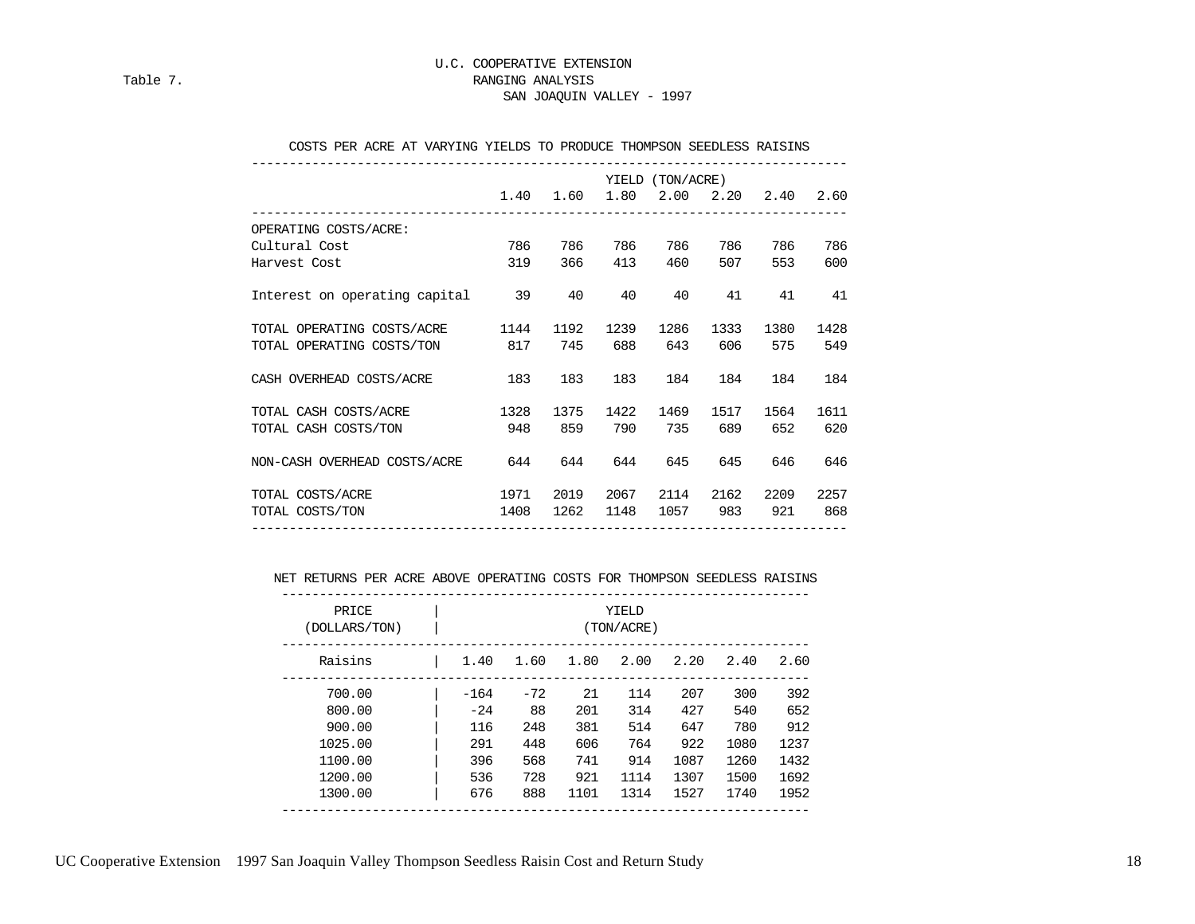Table 7.

# U.C. COOPERATIVE EXTENSION
## RANGING ANALYSIS
## SAN JOAQUIN VALLEY - 1997

### COSTS PER ACRE AT VARYING YIELDS TO PRODUCE THOMPSON SEEDLESS RAISINS

| | YIELD (TON/ACRE) | | | | | | |
|---|---|---|---|---|---|---|---|
| | 1.40 | 1.60 | 1.80 | 2.00 | 2.20 | 2.40 | 2.60 |
| OPERATING COSTS/ACRE: | | | | | | | |
| Cultural Cost | 786 | 786 | 786 | 786 | 786 | 786 | 786 |
| Harvest Cost | 319 | 366 | 413 | 460 | 507 | 553 | 600 |
| Interest on operating capital | 39 | 40 | 40 | 40 | 41 | 41 | 41 |
| TOTAL OPERATING COSTS/ACRE | 1144 | 1192 | 1239 | 1286 | 1333 | 1380 | 1428 |
| TOTAL OPERATING COSTS/TON | 817 | 745 | 688 | 643 | 606 | 575 | 549 |
| CASH OVERHEAD COSTS/ACRE | 183 | 183 | 183 | 184 | 184 | 184 | 184 |
| TOTAL CASH COSTS/ACRE | 1328 | 1375 | 1422 | 1469 | 1517 | 1564 | 1611 |
| TOTAL CASH COSTS/TON | 948 | 859 | 790 | 735 | 689 | 652 | 620 |
| NON-CASH OVERHEAD COSTS/ACRE | 644 | 644 | 644 | 645 | 645 | 646 | 646 |
| TOTAL COSTS/ACRE | 1971 | 2019 | 2067 | 2114 | 2162 | 2209 | 2257 |
| TOTAL COSTS/TON | 1408 | 1262 | 1148 | 1057 | 983 | 921 | 868 |

### NET RETURNS PER ACRE ABOVE OPERATING COSTS FOR THOMPSON SEEDLESS RAISINS

| PRICE (DOLLARS/TON) | YIELD (TON/ACRE) | | | | | | |
|---|---|---|---|---|---|---|---|
| Raisins | 1.40 | 1.60 | 1.80 | 2.00 | 2.20 | 2.40 | 2.60 |
| 700.00 | -164 | -72 | 21 | 114 | 207 | 300 | 392 |
| 800.00 | -24 | 88 | 201 | 314 | 427 | 540 | 652 |
| 900.00 | 116 | 248 | 381 | 514 | 647 | 780 | 912 |
| 1025.00 | 291 | 448 | 606 | 764 | 922 | 1080 | 1237 |
| 1100.00 | 396 | 568 | 741 | 914 | 1087 | 1260 | 1432 |
| 1200.00 | 536 | 728 | 921 | 1114 | 1307 | 1500 | 1692 |
| 1300.00 | 676 | 888 | 1101 | 1314 | 1527 | 1740 | 1952 |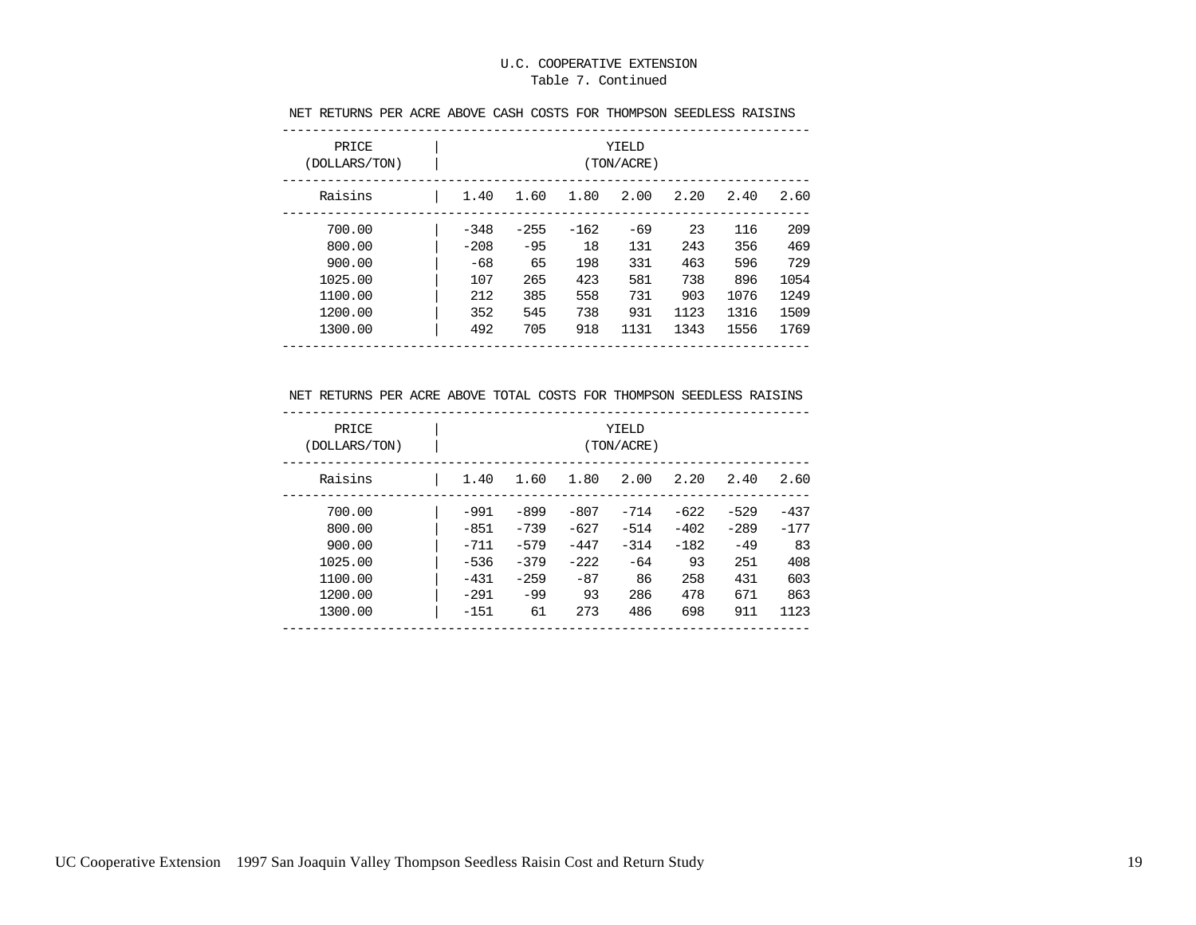U.C. COOPERATIVE EXTENSION

Table 7. Continued

NET RETURNS PER ACRE ABOVE CASH COSTS FOR THOMPSON SEEDLESS RAISINS

| PRICE (DOLLARS/TON) | YIELD (TON/ACRE) | | | | | | |
|---|---|---|---|---|---|---|---|
| Raisins | 1.40 | 1.60 | 1.80 | 2.00 | 2.20 | 2.40 | 2.60 |
| 700.00 | -348 | -255 | -162 | -69 | 23 | 116 | 209 |
| 800.00 | -208 | -95 | 18 | 131 | 243 | 356 | 469 |
| 900.00 | -68 | 65 | 198 | 331 | 463 | 596 | 729 |
| 1025.00 | 107 | 265 | 423 | 581 | 738 | 896 | 1054 |
| 1100.00 | 212 | 385 | 558 | 731 | 903 | 1076 | 1249 |
| 1200.00 | 352 | 545 | 738 | 931 | 1123 | 1316 | 1509 |
| 1300.00 | 492 | 705 | 918 | 1131 | 1343 | 1556 | 1769 |

NET RETURNS PER ACRE ABOVE TOTAL COSTS FOR THOMPSON SEEDLESS RAISINS

| PRICE (DOLLARS/TON) | YIELD (TON/ACRE) | | | | | | |
|---|---|---|---|---|---|---|---|
| Raisins | 1.40 | 1.60 | 1.80 | 2.00 | 2.20 | 2.40 | 2.60 |
| 700.00 | -991 | -899 | -807 | -714 | -622 | -529 | -437 |
| 800.00 | -851 | -739 | -627 | -514 | -402 | -289 | -177 |
| 900.00 | -711 | -579 | -447 | -314 | -182 | -49 | 83 |
| 1025.00 | -536 | -379 | -222 | -64 | 93 | 251 | 408 |
| 1100.00 | -431 | -259 | -87 | 86 | 258 | 431 | 603 |
| 1200.00 | -291 | -99 | 93 | 286 | 478 | 671 | 863 |
| 1300.00 | -151 | 61 | 273 | 486 | 698 | 911 | 1123 |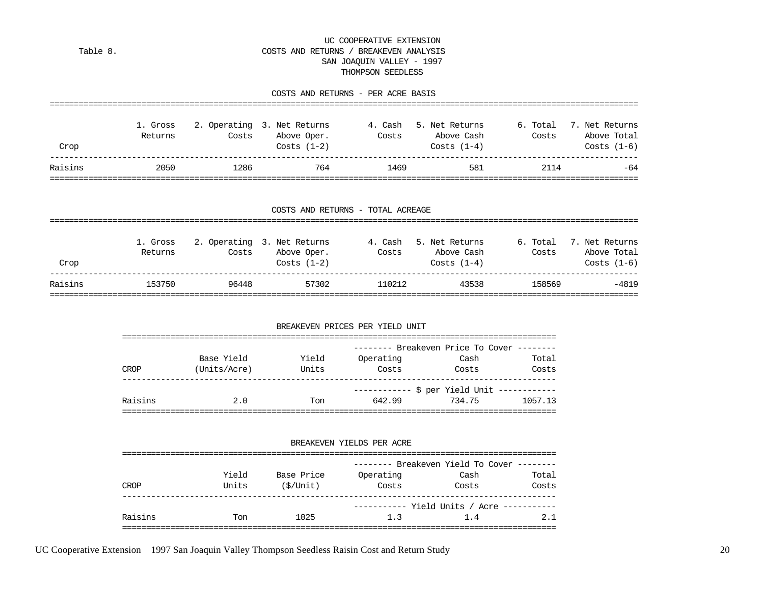Table 8.

UC COOPERATIVE EXTENSION
COSTS AND RETURNS / BREAKEVEN ANALYSIS
SAN JOAQUIN VALLEY - 1997
THOMPSON SEEDLESS

## COSTS AND RETURNS - PER ACRE BASIS

| Crop | 1. Gross Returns | 2. Operating Costs | 3. Net Returns Above Oper. Costs (1-2) | 4. Cash Costs | 5. Net Returns Above Cash Costs (1-4) | 6. Total Costs | 7. Net Returns Above Total Costs (1-6) |
|---|---|---|---|---|---|---|---|
| Raisins | 2050 | 1286 | 764 | 1469 | 581 | 2114 | -64 |

## COSTS AND RETURNS - TOTAL ACREAGE

| Crop | 1. Gross Returns | 2. Operating Costs | 3. Net Returns Above Oper. Costs (1-2) | 4. Cash Costs | 5. Net Returns Above Cash Costs (1-4) | 6. Total Costs | 7. Net Returns Above Total Costs (1-6) |
|---|---|---|---|---|---|---|---|
| Raisins | 153750 | 96448 | 57302 | 110212 | 43538 | 158569 | -4819 |

## BREAKEVEN PRICES PER YIELD UNIT

| | | | -------- Breakeven Price To Cover -------- | | |
|---|---|---|---|---|---|
| CROP | Base Yield (Units/Acre) | Yield Units | Operating Costs | Cash Costs | Total Costs |
| | | | ------------ $ per Yield Unit ------------ | | |
| Raisins | 2.0 | Ton | 642.99 | 734.75 | 1057.13 |

## BREAKEVEN YIELDS PER ACRE

| | | | -------- Breakeven Yield To Cover -------- | | |
|---|---|---|---|---|---|
| CROP | Yield Units | Base Price ($/Unit) | Operating Costs | Cash Costs | Total Costs |
| | | | ----------- Yield Units / Acre ----------- | | |
| Raisins | Ton | 1025 | 1.3 | 1.4 | 2.1 |